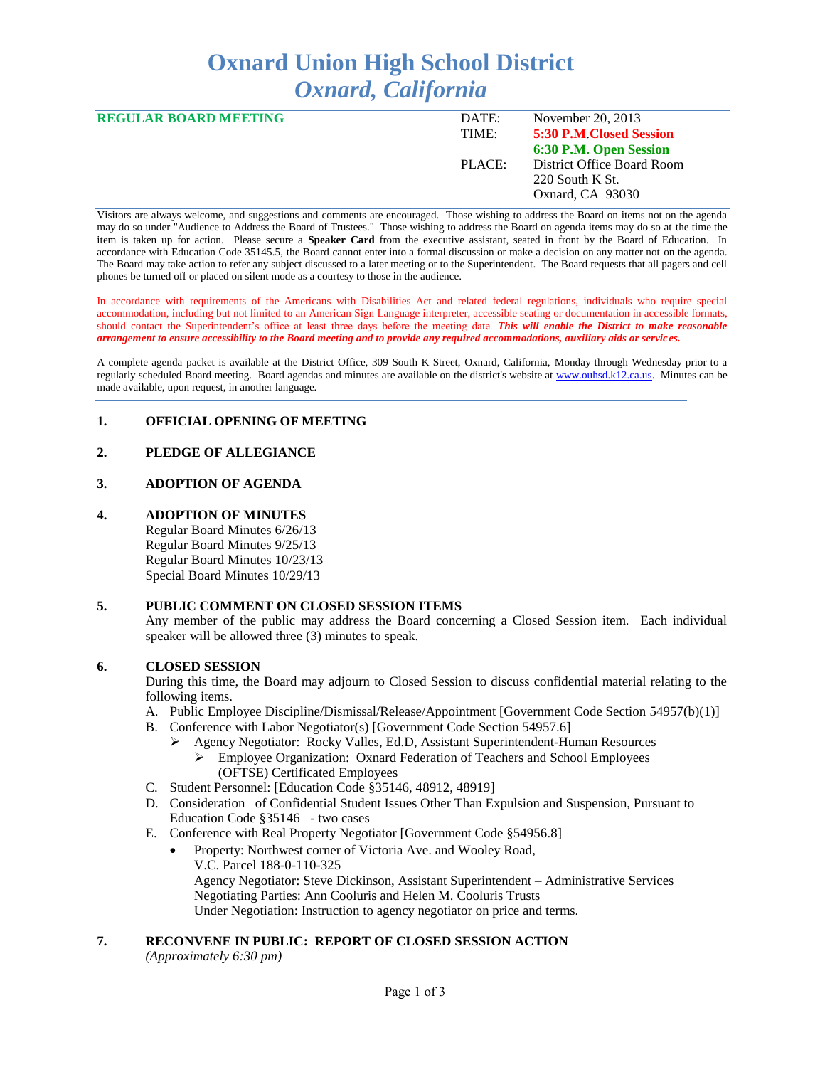# Oxnard Union High School District
## *Oxnard, California*

| **REGULAR BOARD MEETING** | DATE: | November 20, 2013 |
|---|---|---|
| | TIME: | **5:30 P.M.Closed Session** |
| | | **6:30 P.M. Open Session** |
| | PLACE: | District Office Board Room |
| | | 220 South K St. |
| | | Oxnard, CA 93030 |

Visitors are always welcome, and suggestions and comments are encouraged. Those wishing to address the Board on items not on the agenda may do so under "Audience to Address the Board of Trustees." Those wishing to address the Board on agenda items may do so at the time the item is taken up for action. Please secure a **Speaker Card** from the executive assistant, seated in front by the Board of Education. In accordance with Education Code 35145.5, the Board cannot enter into a formal discussion or make a decision on any matter not on the agenda. The Board may take action to refer any subject discussed to a later meeting or to the Superintendent. The Board requests that all pagers and cell phones be turned off or placed on silent mode as a courtesy to those in the audience.

In accordance with requirements of the Americans with Disabilities Act and related federal regulations, individuals who require special accommodation, including but not limited to an American Sign Language interpreter, accessible seating or documentation in accessible formats, should contact the Superintendent's office at least three days before the meeting date. ***This will enable the District to make reasonable arrangement to ensure accessibility to the Board meeting and to provide any required accommodations, auxiliary aids or services.***

A complete agenda packet is available at the District Office, 309 South K Street, Oxnard, California, Monday through Wednesday prior to a regularly scheduled Board meeting. Board agendas and minutes are available on the district's website at www.ouhsd.k12.ca.us. Minutes can be made available, upon request, in another language.

**1. OFFICIAL OPENING OF MEETING**

**2. PLEDGE OF ALLEGIANCE**

**3. ADOPTION OF AGENDA**

**4. ADOPTION OF MINUTES**

Regular Board Minutes 6/26/13
Regular Board Minutes 9/25/13
Regular Board Minutes 10/23/13
Special Board Minutes 10/29/13

**5. PUBLIC COMMENT ON CLOSED SESSION ITEMS**

Any member of the public may address the Board concerning a Closed Session item. Each individual speaker will be allowed three (3) minutes to speak.

**6. CLOSED SESSION**

During this time, the Board may adjourn to Closed Session to discuss confidential material relating to the following items.

A. Public Employee Discipline/Dismissal/Release/Appointment [Government Code Section 54957(b)(1)]
B. Conference with Labor Negotiator(s) [Government Code Section 54957.6]
   - Agency Negotiator: Rocky Valles, Ed.D, Assistant Superintendent-Human Resources
     - Employee Organization: Oxnard Federation of Teachers and School Employees (OFTSE) Certificated Employees
C. Student Personnel: [Education Code §35146, 48912, 48919]
D. Consideration of Confidential Student Issues Other Than Expulsion and Suspension, Pursuant to Education Code §35146 - two cases
E. Conference with Real Property Negotiator [Government Code §54956.8]
   - Property: Northwest corner of Victoria Ave. and Wooley Road,
     V.C. Parcel 188-0-110-325
     Agency Negotiator: Steve Dickinson, Assistant Superintendent – Administrative Services
     Negotiating Parties: Ann Cooluris and Helen M. Cooluris Trusts
     Under Negotiation: Instruction to agency negotiator on price and terms.

**7. RECONVENE IN PUBLIC: REPORT OF CLOSED SESSION ACTION**

*(Approximately 6:30 pm)*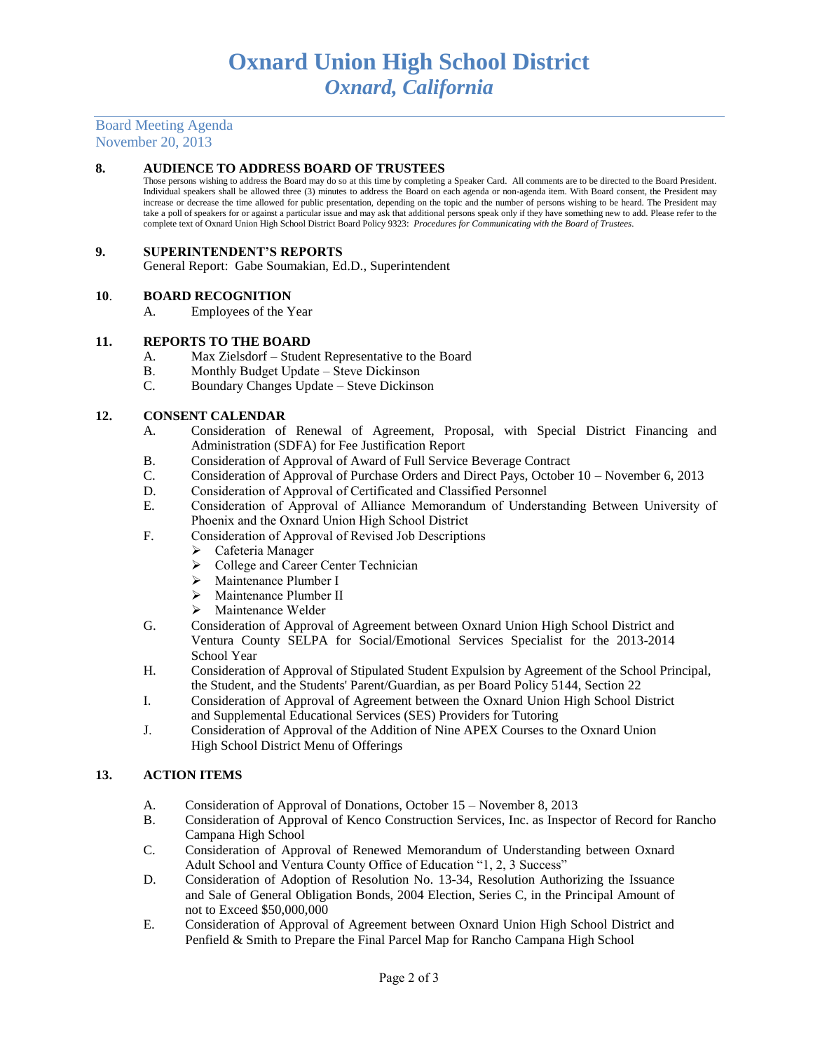# Oxnard Union High School District
## *Oxnard, California*

Board Meeting Agenda
November 20, 2013

**8. AUDIENCE TO ADDRESS BOARD OF TRUSTEES**

Those persons wishing to address the Board may do so at this time by completing a Speaker Card. All comments are to be directed to the Board President. Individual speakers shall be allowed three (3) minutes to address the Board on each agenda or non-agenda item. With Board consent, the President may increase or decrease the time allowed for public presentation, depending on the topic and the number of persons wishing to be heard. The President may take a poll of speakers for or against a particular issue and may ask that additional persons speak only if they have something new to add. Please refer to the complete text of Oxnard Union High School District Board Policy 9323: *Procedures for Communicating with the Board of Trustees*.

**9. SUPERINTENDENT'S REPORTS**

General Report: Gabe Soumakian, Ed.D., Superintendent

**10. BOARD RECOGNITION**

A. Employees of the Year

**11. REPORTS TO THE BOARD**

A. Max Zielsdorf – Student Representative to the Board
B. Monthly Budget Update – Steve Dickinson
C. Boundary Changes Update – Steve Dickinson

**12. CONSENT CALENDAR**

A. Consideration of Renewal of Agreement, Proposal, with Special District Financing and Administration (SDFA) for Fee Justification Report
B. Consideration of Approval of Award of Full Service Beverage Contract
C. Consideration of Approval of Purchase Orders and Direct Pays, October 10 – November 6, 2013
D. Consideration of Approval of Certificated and Classified Personnel
E. Consideration of Approval of Alliance Memorandum of Understanding Between University of Phoenix and the Oxnard Union High School District
F. Consideration of Approval of Revised Job Descriptions
   - Cafeteria Manager
   - College and Career Center Technician
   - Maintenance Plumber I
   - Maintenance Plumber II
   - Maintenance Welder
G. Consideration of Approval of Agreement between Oxnard Union High School District and Ventura County SELPA for Social/Emotional Services Specialist for the 2013-2014 School Year
H. Consideration of Approval of Stipulated Student Expulsion by Agreement of the School Principal, the Student, and the Students' Parent/Guardian, as per Board Policy 5144, Section 22
I. Consideration of Approval of Agreement between the Oxnard Union High School District and Supplemental Educational Services (SES) Providers for Tutoring
J. Consideration of Approval of the Addition of Nine APEX Courses to the Oxnard Union High School District Menu of Offerings

**13. ACTION ITEMS**

A. Consideration of Approval of Donations, October 15 – November 8, 2013
B. Consideration of Approval of Kenco Construction Services, Inc. as Inspector of Record for Rancho Campana High School
C. Consideration of Approval of Renewed Memorandum of Understanding between Oxnard Adult School and Ventura County Office of Education "1, 2, 3 Success"
D. Consideration of Adoption of Resolution No. 13-34, Resolution Authorizing the Issuance and Sale of General Obligation Bonds, 2004 Election, Series C, in the Principal Amount of not to Exceed $50,000,000
E. Consideration of Approval of Agreement between Oxnard Union High School District and Penfield & Smith to Prepare the Final Parcel Map for Rancho Campana High School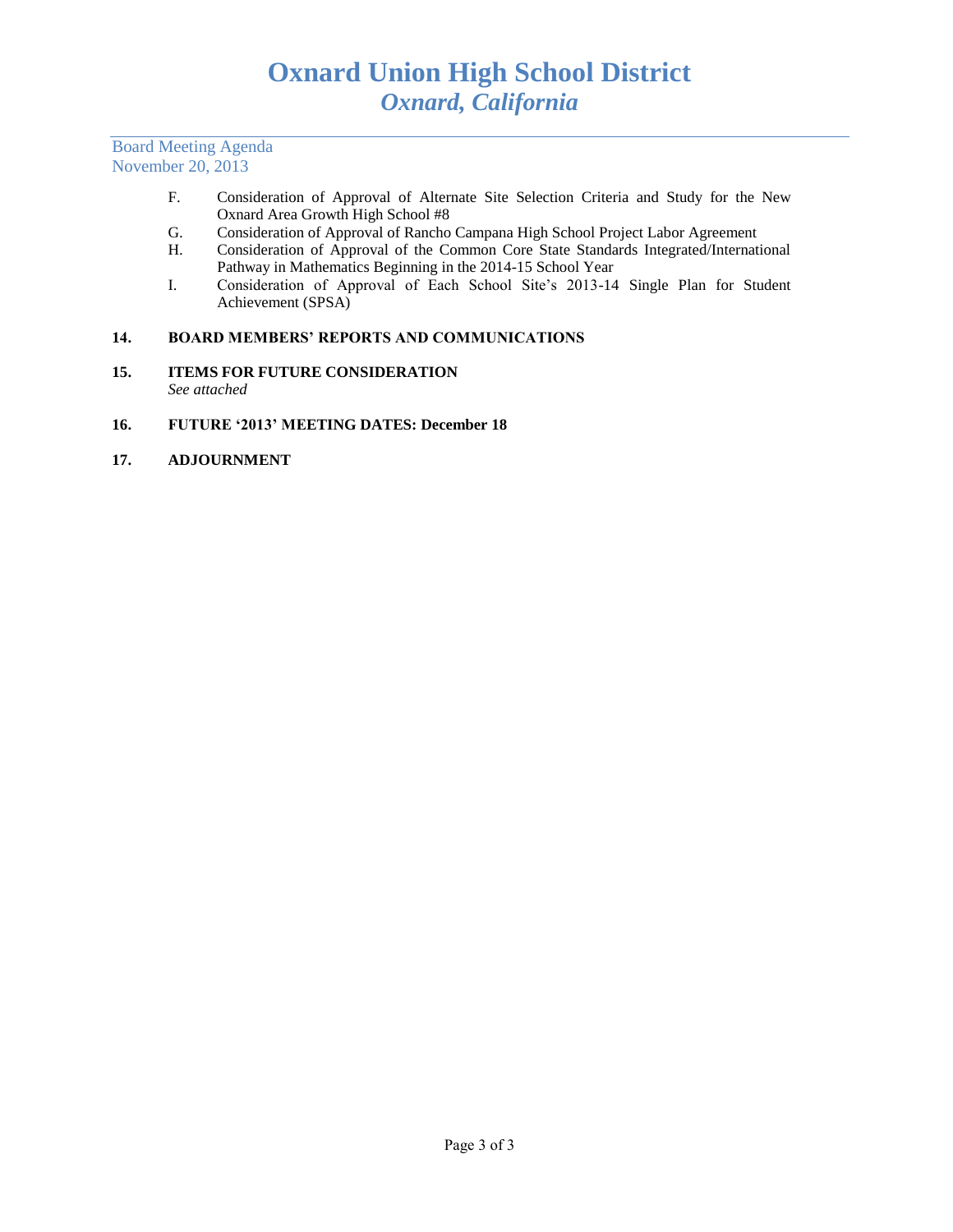F. Consideration of Approval of Alternate Site Selection Criteria and Study for the New Oxnard Area Growth High School #8

G. Consideration of Approval of Rancho Campana High School Project Labor Agreement

H. Consideration of Approval of the Common Core State Standards Integrated/International Pathway in Mathematics Beginning in the 2014-15 School Year

I. Consideration of Approval of Each School Site's 2013-14 Single Plan for Student Achievement (SPSA)

**14. BOARD MEMBERS' REPORTS AND COMMUNICATIONS**

**15. ITEMS FOR FUTURE CONSIDERATION**
*See attached*

**16. FUTURE '2013' MEETING DATES: December 18**

**17. ADJOURNMENT**